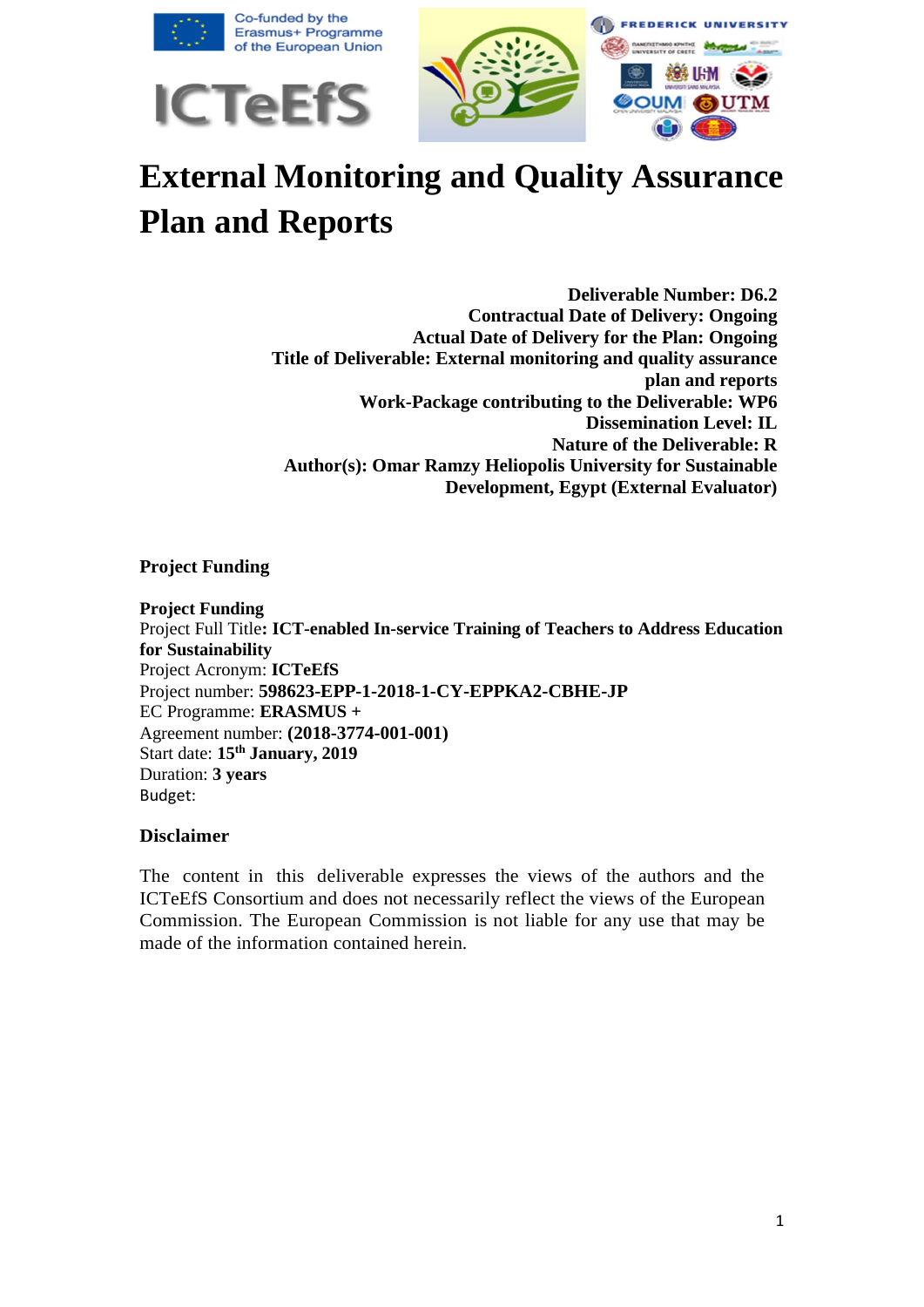ICTeEfS

# External Monitoring and Quality Assurance Plan and Reports

**Deliverable Number: D6.2**
**Contractual Date of Delivery: Ongoing**
**Actual Date of Delivery for the Plan: Ongoing**
**Title of Deliverable: External monitoring and quality assurance plan and reports**
**Work-Package contributing to the Deliverable: WP6**
**Dissemination Level: IL**
**Nature of the Deliverable: R**
**Author(s): Omar Ramzy Heliopolis University for Sustainable Development, Egypt (External Evaluator)**

**Project Funding**

**Project Funding**
Project Full Title**: ICT-enabled In-service Training of Teachers to Address Education for Sustainability**
Project Acronym: **ICTeEfS**
Project number: **598623-EPP-1-2018-1-CY-EPPKA2-CBHE-JP**
EC Programme: **ERASMUS +**
Agreement number: **(2018-3774-001-001)**
Start date: **15th January, 2019**
Duration: **3 years**
Budget:

**Disclaimer**

The content in this deliverable expresses the views of the authors and the ICTeEfS Consortium and does not necessarily reflect the views of the European Commission. The European Commission is not liable for any use that may be made of the information contained herein.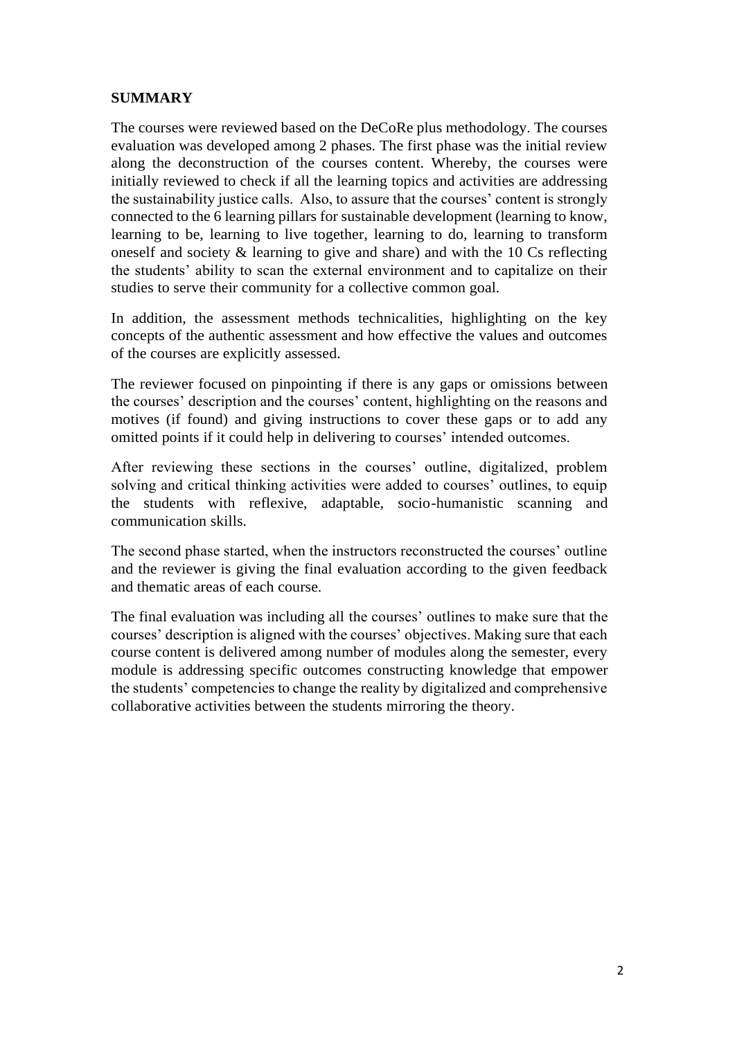## SUMMARY

The courses were reviewed based on the DeCoRe plus methodology. The courses evaluation was developed among 2 phases. The first phase was the initial review along the deconstruction of the courses content. Whereby, the courses were initially reviewed to check if all the learning topics and activities are addressing the sustainability justice calls. Also, to assure that the courses' content is strongly connected to the 6 learning pillars for sustainable development (learning to know, learning to be, learning to live together, learning to do, learning to transform oneself and society & learning to give and share) and with the 10 Cs reflecting the students' ability to scan the external environment and to capitalize on their studies to serve their community for a collective common goal.

In addition, the assessment methods technicalities, highlighting on the key concepts of the authentic assessment and how effective the values and outcomes of the courses are explicitly assessed.

The reviewer focused on pinpointing if there is any gaps or omissions between the courses' description and the courses' content, highlighting on the reasons and motives (if found) and giving instructions to cover these gaps or to add any omitted points if it could help in delivering to courses' intended outcomes.

After reviewing these sections in the courses' outline, digitalized, problem solving and critical thinking activities were added to courses' outlines, to equip the students with reflexive, adaptable, socio-humanistic scanning and communication skills.

The second phase started, when the instructors reconstructed the courses' outline and the reviewer is giving the final evaluation according to the given feedback and thematic areas of each course.

The final evaluation was including all the courses' outlines to make sure that the courses' description is aligned with the courses' objectives. Making sure that each course content is delivered among number of modules along the semester, every module is addressing specific outcomes constructing knowledge that empower the students' competencies to change the reality by digitalized and comprehensive collaborative activities between the students mirroring the theory.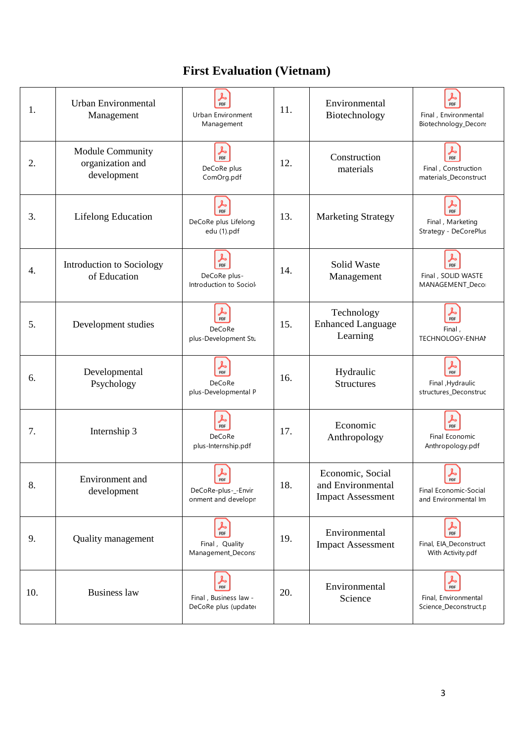# First Evaluation (Vietnam)

| | | | | | |
|---|---|---|---|---|---|
| 1. | Urban Environmental Management | Urban Environment Management | 11. | Environmental Biotechnology | Final , Environmental Biotechnology_Decons |
| 2. | Module Community organization and development | DeCoRe plus ComOrg.pdf | 12. | Construction materials | Final , Construction materials_Deconstruct |
| 3. | Lifelong Education | DeCoRe plus Lifelong edu (1).pdf | 13. | Marketing Strategy | Final , Marketing Strategy - DeCorePlus |
| 4. | Introduction to Sociology of Education | DeCoRe plus-Introduction to Sociol | 14. | Solid Waste Management | Final , SOLID WASTE MANAGEMENT_Deco |
| 5. | Development studies | DeCoRe plus-Development Stu | 15. | Technology Enhanced Language Learning | Final , TECHNOLOGY-ENHAN |
| 6. | Developmental Psychology | DeCoRe plus-Developmental P | 16. | Hydraulic Structures | Final ,Hydraulic structures_Deconstruc |
| 7. | Internship 3 | DeCoRe plus-Internship.pdf | 17. | Economic Anthropology | Final Economic Anthropology.pdf |
| 8. | Environment and development | DeCoRe-plus-_-Environment and developn | 18. | Economic, Social and Environmental Impact Assessment | Final Economic-Social and Environmental Im |
| 9. | Quality management | Final , Quality Management_Decons | 19. | Environmental Impact Assessment | Final, EIA_Deconstruct With Activity.pdf |
| 10. | Business law | Final , Business law - DeCoRe plus (update | 20. | Environmental Science | Final, Environmental Science_Deconstruct.p |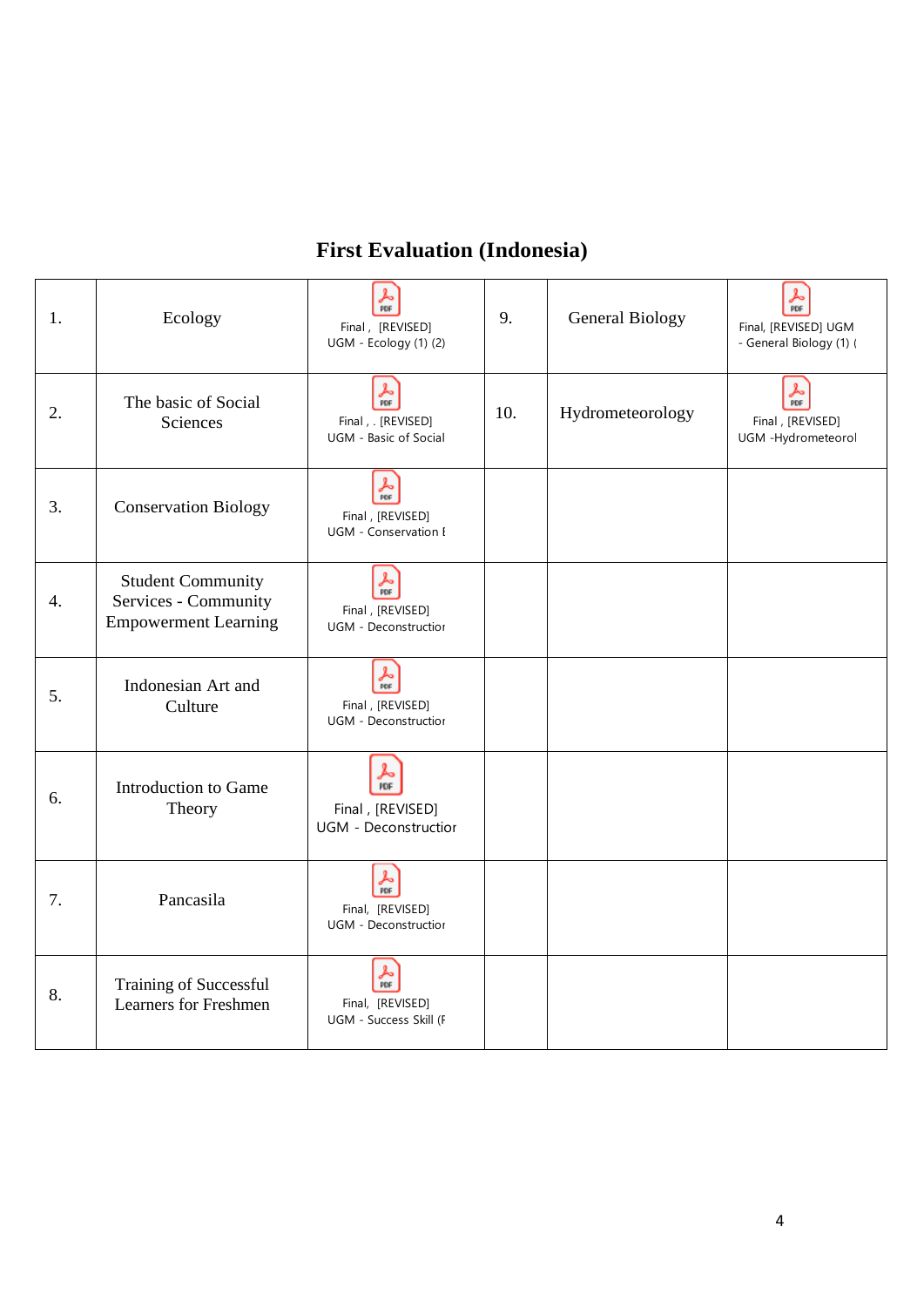# First Evaluation (Indonesia)

| | | | | | |
|---|---|---|---|---|---|
| 1. | Ecology | Final , [REVISED] UGM - Ecology (1) (2) | 9. | General Biology | Final, [REVISED] UGM - General Biology (1) ( |
| 2. | The basic of Social Sciences | Final , . [REVISED] UGM - Basic of Social | 10. | Hydrometeorology | Final , [REVISED] UGM -Hydrometeorol |
| 3. | Conservation Biology | Final , [REVISED] UGM - Conservation E | | | |
| 4. | Student Community Services - Community Empowerment Learning | Final , [REVISED] UGM - Deconstructior | | | |
| 5. | Indonesian Art and Culture | Final , [REVISED] UGM - Deconstructior | | | |
| 6. | Introduction to Game Theory | Final , [REVISED] UGM - Deconstructior | | | |
| 7. | Pancasila | Final, [REVISED] UGM - Deconstructior | | | |
| 8. | Training of Successful Learners for Freshmen | Final, [REVISED] UGM - Success Skill (F | | | |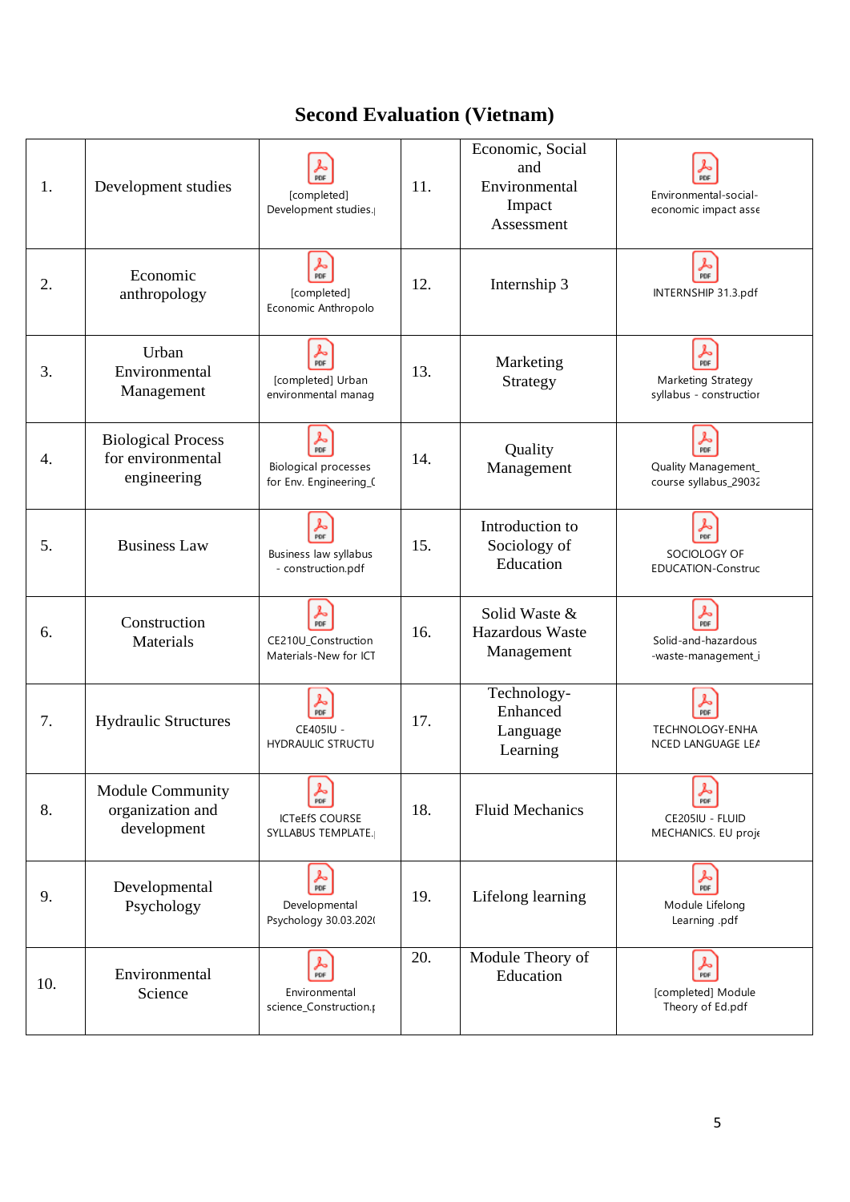# Second Evaluation (Vietnam)

| | | | | | |
|---|---|---|---|---|---|
| 1. | Development studies | [completed] Development studies.\| | 11. | Economic, Social and Environmental Impact Assessment | Environmental-social-economic impact asse |
| 2. | Economic anthropology | [completed] Economic Anthropolo | 12. | Internship 3 | INTERNSHIP 31.3.pdf |
| 3. | Urban Environmental Management | [completed] Urban environmental manag | 13. | Marketing Strategy | Marketing Strategy syllabus - constructior |
| 4. | Biological Process for environmental engineering | Biological processes for Env. Engineering_( | 14. | Quality Management | Quality Management_ course syllabus_29032 |
| 5. | Business Law | Business law syllabus - construction.pdf | 15. | Introduction to Sociology of Education | SOCIOLOGY OF EDUCATION-Construc |
| 6. | Construction Materials | CE210U_Construction Materials-New for ICT | 16. | Solid Waste & Hazardous Waste Management | Solid-and-hazardous -waste-management_i |
| 7. | Hydraulic Structures | CE405IU - HYDRAULIC STRUCTU | 17. | Technology-Enhanced Language Learning | TECHNOLOGY-ENHA NCED LANGUAGE LEA |
| 8. | Module Community organization and development | ICTeEfS COURSE SYLLABUS TEMPLATE.\| | 18. | Fluid Mechanics | CE205IU - FLUID MECHANICS. EU proje |
| 9. | Developmental Psychology | Developmental Psychology 30.03.202( | 19. | Lifelong learning | Module Lifelong Learning .pdf |
| 10. | Environmental Science | Environmental science_Construction.ị | 20. | Module Theory of Education | [completed] Module Theory of Ed.pdf |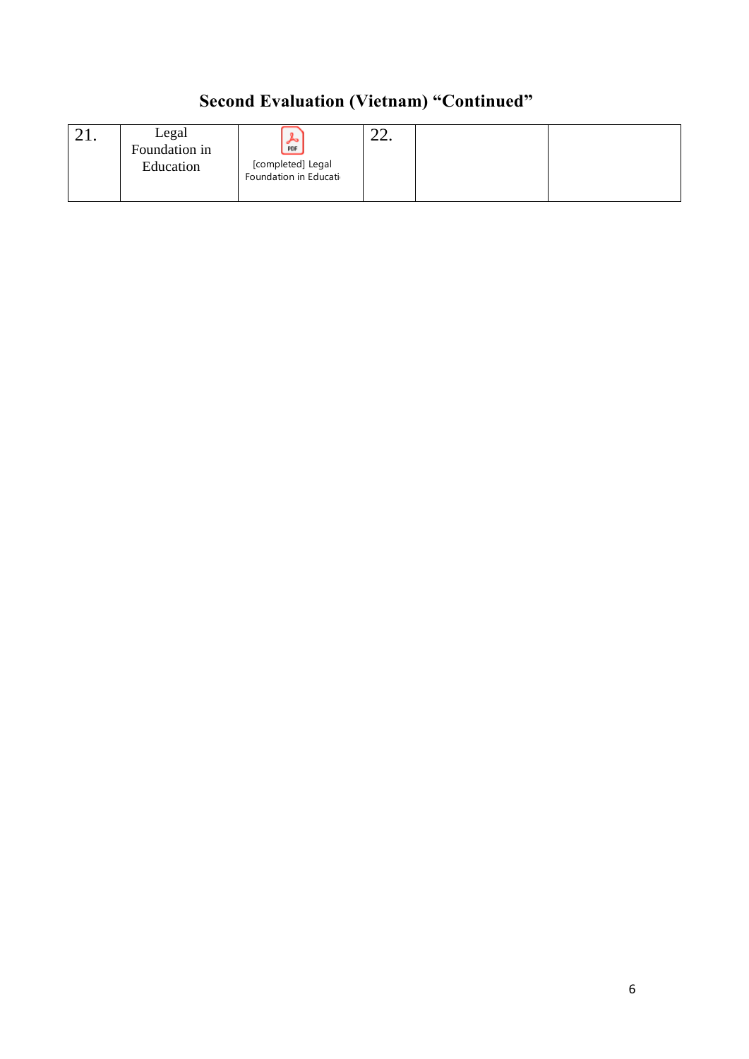# Second Evaluation (Vietnam) "Continued"

| | | | | | |
|---|---|---|---|---|---|
| 21. | Legal Foundation in Education | [completed] Legal Foundation in Educati | 22. | | |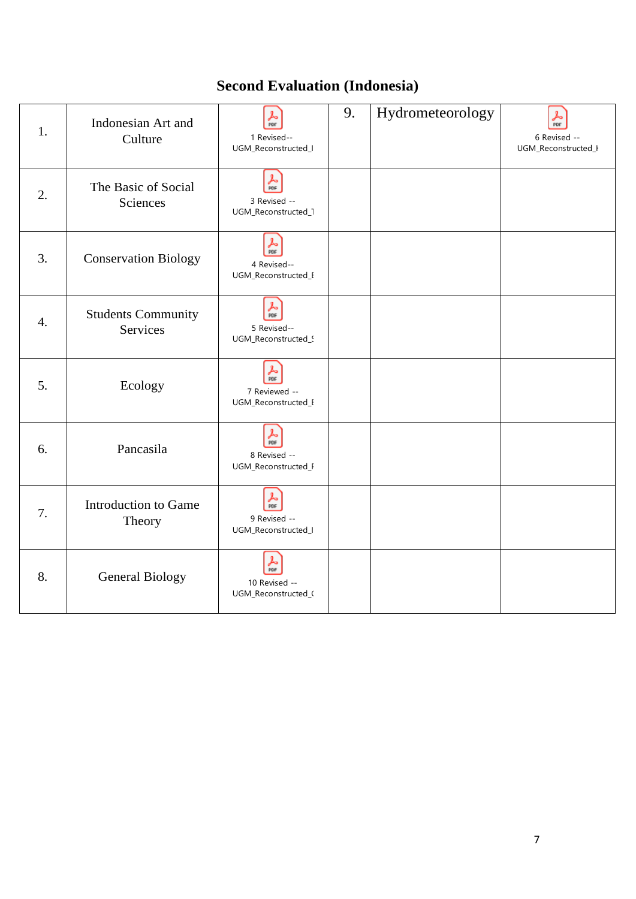# Second Evaluation (Indonesia)

| | | | | | |
|---|---|---|---|---|---|
| 1. | Indonesian Art and Culture | 1 Revised-- UGM_Reconstructed_I | 9. | Hydrometeorology | 6 Revised -- UGM_Reconstructed_H |
| 2. | The Basic of Social Sciences | 3 Revised -- UGM_Reconstructed_T | | | |
| 3. | Conservation Biology | 4 Revised-- UGM_Reconstructed_E | | | |
| 4. | Students Community Services | 5 Revised-- UGM_Reconstructed_S | | | |
| 5. | Ecology | 7 Reviewed -- UGM_Reconstructed_E | | | |
| 6. | Pancasila | 8 Revised -- UGM_Reconstructed_P | | | |
| 7. | Introduction to Game Theory | 9 Revised -- UGM_Reconstructed_I | | | |
| 8. | General Biology | 10 Revised -- UGM_Reconstructed_G | | | |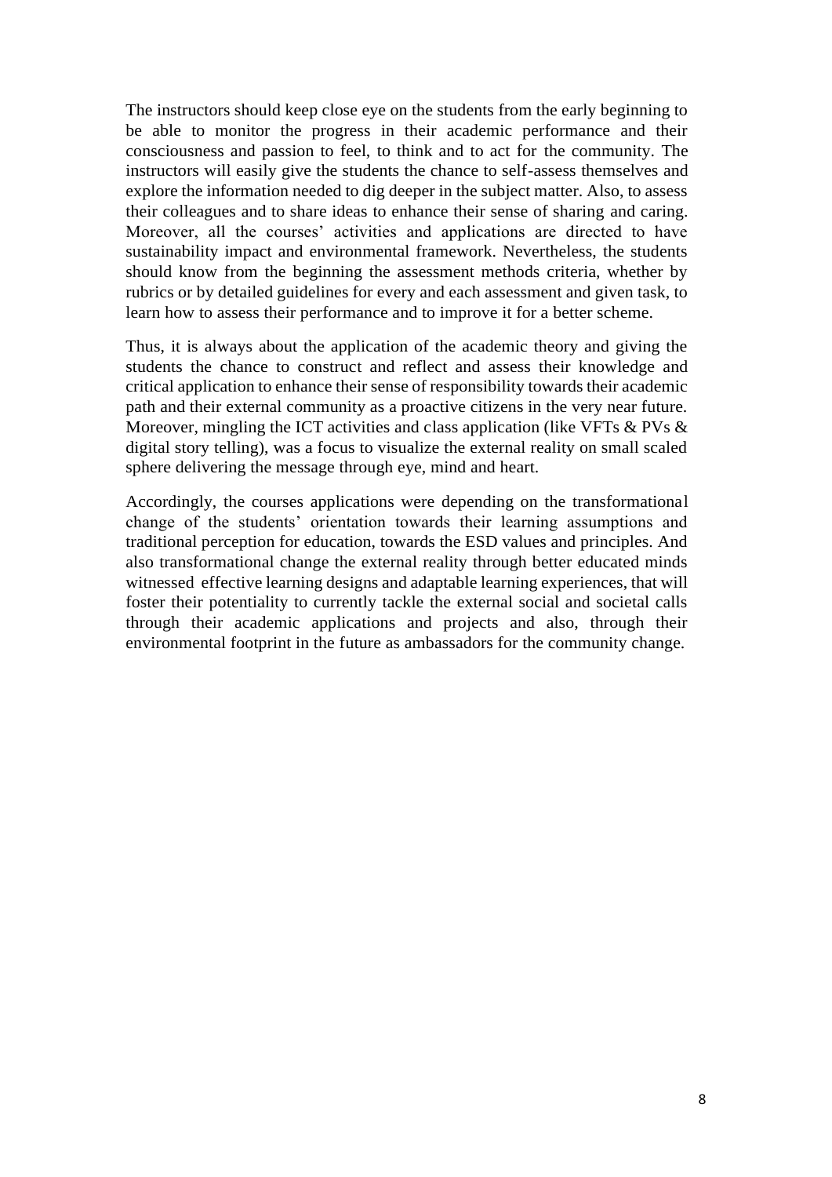The instructors should keep close eye on the students from the early beginning to be able to monitor the progress in their academic performance and their consciousness and passion to feel, to think and to act for the community. The instructors will easily give the students the chance to self-assess themselves and explore the information needed to dig deeper in the subject matter. Also, to assess their colleagues and to share ideas to enhance their sense of sharing and caring. Moreover, all the courses' activities and applications are directed to have sustainability impact and environmental framework. Nevertheless, the students should know from the beginning the assessment methods criteria, whether by rubrics or by detailed guidelines for every and each assessment and given task, to learn how to assess their performance and to improve it for a better scheme.

Thus, it is always about the application of the academic theory and giving the students the chance to construct and reflect and assess their knowledge and critical application to enhance their sense of responsibility towards their academic path and their external community as a proactive citizens in the very near future. Moreover, mingling the ICT activities and class application (like VFTs & PVs & digital story telling), was a focus to visualize the external reality on small scaled sphere delivering the message through eye, mind and heart.

Accordingly, the courses applications were depending on the transformational change of the students' orientation towards their learning assumptions and traditional perception for education, towards the ESD values and principles. And also transformational change the external reality through better educated minds witnessed effective learning designs and adaptable learning experiences, that will foster their potentiality to currently tackle the external social and societal calls through their academic applications and projects and also, through their environmental footprint in the future as ambassadors for the community change.